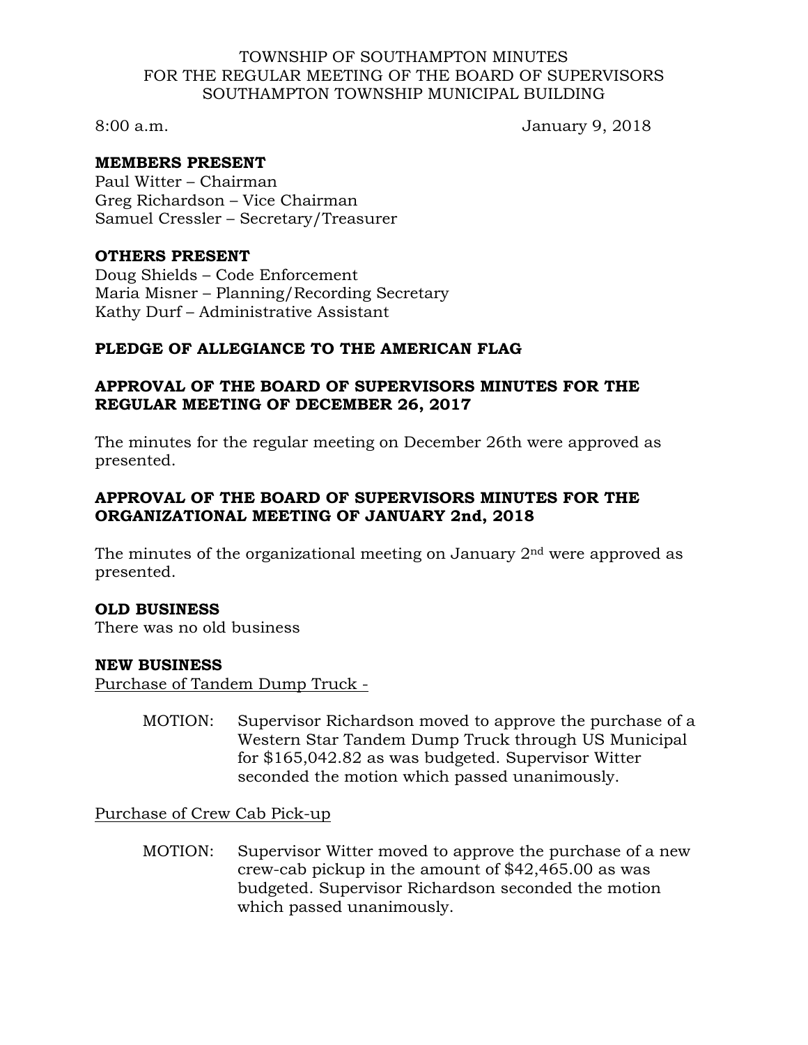TOWNSHIP OF SOUTHAMPTON MINUTES
FOR THE REGULAR MEETING OF THE BOARD OF SUPERVISORS
SOUTHAMPTON TOWNSHIP MUNICIPAL BUILDING

8:00 a.m. January 9, 2018

**MEMBERS PRESENT**
Paul Witter – Chairman
Greg Richardson – Vice Chairman
Samuel Cressler – Secretary/Treasurer

**OTHERS PRESENT**
Doug Shields – Code Enforcement
Maria Misner – Planning/Recording Secretary
Kathy Durf – Administrative Assistant

**PLEDGE OF ALLEGIANCE TO THE AMERICAN FLAG**

**APPROVAL OF THE BOARD OF SUPERVISORS MINUTES FOR THE REGULAR MEETING OF DECEMBER 26, 2017**

The minutes for the regular meeting on December 26th were approved as presented.

**APPROVAL OF THE BOARD OF SUPERVISORS MINUTES FOR THE ORGANIZATIONAL MEETING OF JANUARY 2nd, 2018**

The minutes of the organizational meeting on January 2nd were approved as presented.

**OLD BUSINESS**
There was no old business

**NEW BUSINESS**
Purchase of Tandem Dump Truck -

MOTION: Supervisor Richardson moved to approve the purchase of a Western Star Tandem Dump Truck through US Municipal for $165,042.82 as was budgeted. Supervisor Witter seconded the motion which passed unanimously.

Purchase of Crew Cab Pick-up

MOTION: Supervisor Witter moved to approve the purchase of a new crew-cab pickup in the amount of $42,465.00 as was budgeted. Supervisor Richardson seconded the motion which passed unanimously.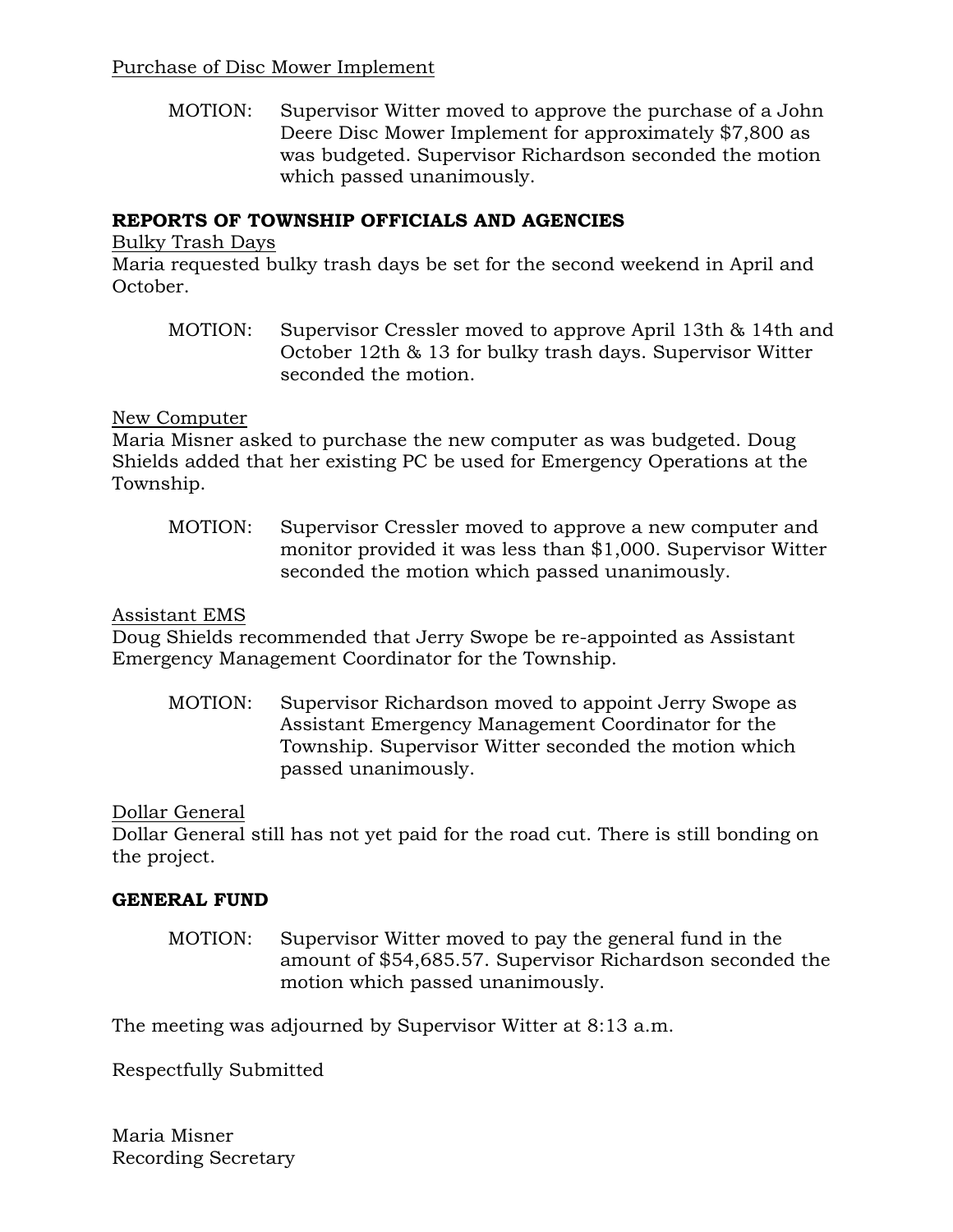<u>Purchase of Disc Mower Implement</u>

MOTION: Supervisor Witter moved to approve the purchase of a John Deere Disc Mower Implement for approximately $7,800 as was budgeted. Supervisor Richardson seconded the motion which passed unanimously.

**REPORTS OF TOWNSHIP OFFICIALS AND AGENCIES**

<u>Bulky Trash Days</u>

Maria requested bulky trash days be set for the second weekend in April and October.

MOTION: Supervisor Cressler moved to approve April 13th & 14th and October 12th & 13 for bulky trash days. Supervisor Witter seconded the motion.

<u>New Computer</u>

Maria Misner asked to purchase the new computer as was budgeted. Doug Shields added that her existing PC be used for Emergency Operations at the Township.

MOTION: Supervisor Cressler moved to approve a new computer and monitor provided it was less than $1,000. Supervisor Witter seconded the motion which passed unanimously.

<u>Assistant EMS</u>

Doug Shields recommended that Jerry Swope be re-appointed as Assistant Emergency Management Coordinator for the Township.

MOTION: Supervisor Richardson moved to appoint Jerry Swope as Assistant Emergency Management Coordinator for the Township. Supervisor Witter seconded the motion which passed unanimously.

<u>Dollar General</u>

Dollar General still has not yet paid for the road cut. There is still bonding on the project.

**GENERAL FUND**

MOTION: Supervisor Witter moved to pay the general fund in the amount of $54,685.57. Supervisor Richardson seconded the motion which passed unanimously.

The meeting was adjourned by Supervisor Witter at 8:13 a.m.

Respectfully Submitted

Maria Misner
Recording Secretary